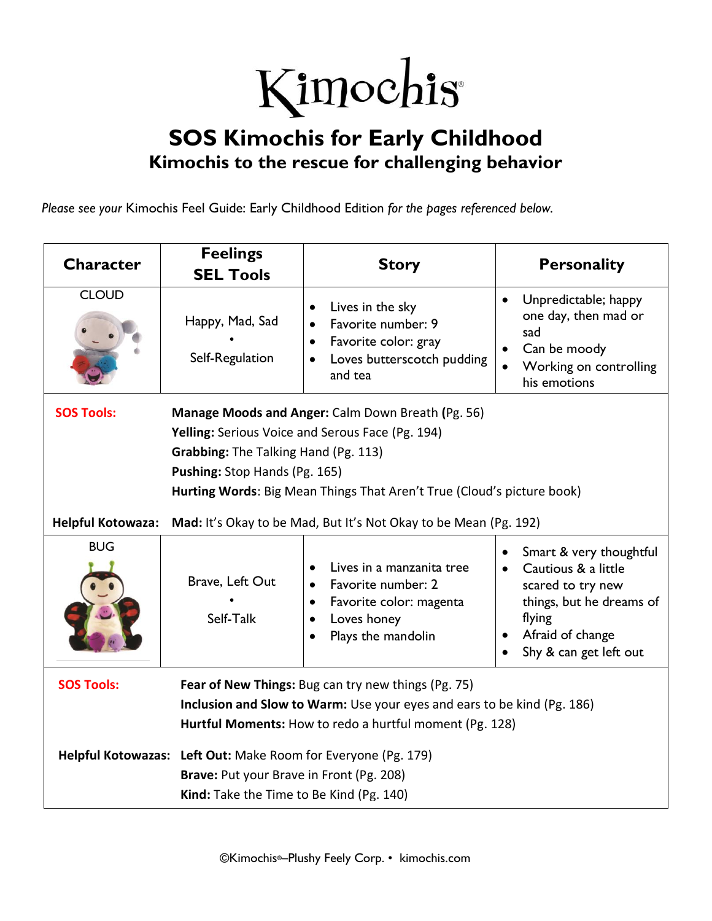# Kimochis®

## SOS Kimochis for Early Childhood

### Kimochis to the rescue for challenging behavior

*Please see your* Kimochis Feel Guide: Early Childhood Edition *for the pages referenced below.*

| Character | Feelings SEL Tools | Story | Personality |
|---|---|---|---|
| CLOUD | Happy, Mad, Sad • Self-Regulation | • Lives in the sky<br>• Favorite number: 9<br>• Favorite color: gray<br>• Loves butterscotch pudding and tea | • Unpredictable; happy one day, then mad or sad<br>• Can be moody<br>• Working on controlling his emotions |

**SOS Tools:**

**Manage Moods and Anger:** Calm Down Breath **(**Pg. 56)
**Yelling:** Serious Voice and Serous Face (Pg. 194)
**Grabbing:** The Talking Hand (Pg. 113)
**Pushing:** Stop Hands (Pg. 165)
**Hurting Words**: Big Mean Things That Aren't True (Cloud's picture book)

**Helpful Kotowaza:** **Mad:** It's Okay to be Mad, But It's Not Okay to be Mean (Pg. 192)

| Character | Feelings SEL Tools | Story | Personality |
|---|---|---|---|
| BUG | Brave, Left Out • Self-Talk | • Lives in a manzanita tree<br>• Favorite number: 2<br>• Favorite color: magenta<br>• Loves honey<br>• Plays the mandolin | • Smart & very thoughtful<br>• Cautious & a little scared to try new things, but he dreams of flying<br>• Afraid of change<br>• Shy & can get left out |

**SOS Tools:**

**Fear of New Things:** Bug can try new things (Pg. 75)
**Inclusion and Slow to Warm:** Use your eyes and ears to be kind (Pg. 186)
**Hurtful Moments:** How to redo a hurtful moment (Pg. 128)

**Helpful Kotowazas:**

**Left Out:** Make Room for Everyone (Pg. 179)
**Brave:** Put your Brave in Front (Pg. 208)
**Kind:** Take the Time to Be Kind (Pg. 140)

©Kimochis®–Plushy Feely Corp. • kimochis.com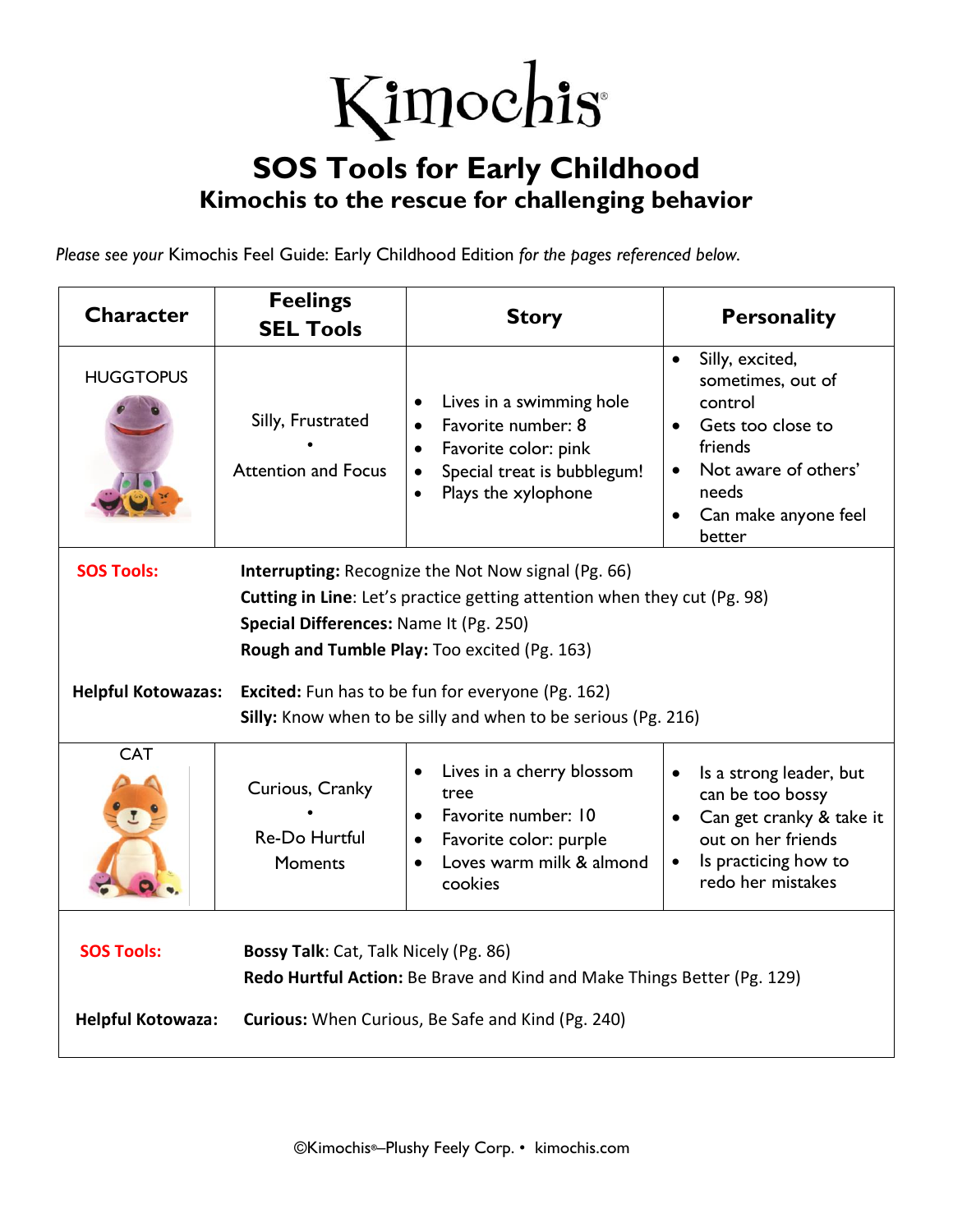# Kimochis®

## SOS Tools for Early Childhood

### Kimochis to the rescue for challenging behavior

*Please see your* Kimochis Feel Guide: Early Childhood Edition *for the pages referenced below.*

| Character | Feelings SEL Tools | Story | Personality |
|---|---|---|---|
| HUGGTOPUS | Silly, Frustrated • Attention and Focus | • Lives in a swimming hole<br>• Favorite number: 8<br>• Favorite color: pink<br>• Special treat is bubblegum!<br>• Plays the xylophone | • Silly, excited, sometimes, out of control<br>• Gets too close to friends<br>• Not aware of others' needs<br>• Can make anyone feel better |

**SOS Tools:**

**Interrupting:** Recognize the Not Now signal (Pg. 66)
**Cutting in Line**: Let's practice getting attention when they cut (Pg. 98)
**Special Differences:** Name It (Pg. 250)
**Rough and Tumble Play:** Too excited (Pg. 163)

**Helpful Kotowazas:**

**Excited:** Fun has to be fun for everyone (Pg. 162)
**Silly:** Know when to be silly and when to be serious (Pg. 216)

| Character | Feelings SEL Tools | Story | Personality |
|---|---|---|---|
| CAT | Curious, Cranky • Re-Do Hurtful Moments | • Lives in a cherry blossom tree<br>• Favorite number: 10<br>• Favorite color: purple<br>• Loves warm milk & almond cookies | • Is a strong leader, but can be too bossy<br>• Can get cranky & take it out on her friends<br>• Is practicing how to redo her mistakes |

**SOS Tools:**

**Bossy Talk**: Cat, Talk Nicely (Pg. 86)
**Redo Hurtful Action:** Be Brave and Kind and Make Things Better (Pg. 129)

**Helpful Kotowaza:**

**Curious:** When Curious, Be Safe and Kind (Pg. 240)

©Kimochis®–Plushy Feely Corp. • kimochis.com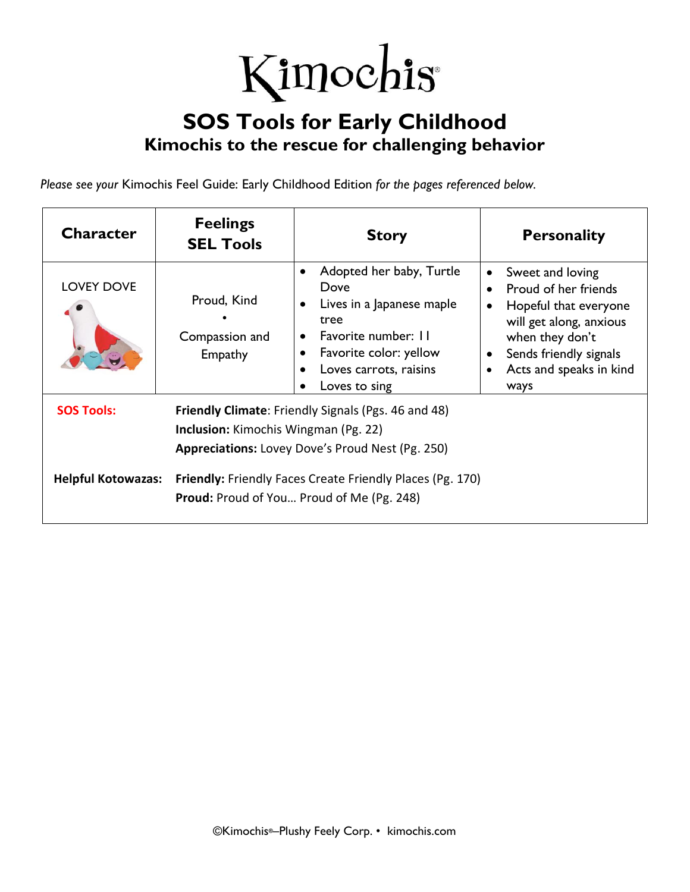# Kimochis®

## SOS Tools for Early Childhood

### Kimochis to the rescue for challenging behavior

*Please see your* Kimochis Feel Guide: Early Childhood Edition *for the pages referenced below.*

| Character | Feelings SEL Tools | Story | Personality |
|---|---|---|---|
| LOVEY DOVE | Proud, Kind • Compassion and Empathy | • Adopted her baby, Turtle Dove<br>• Lives in a Japanese maple tree<br>• Favorite number: 11<br>• Favorite color: yellow<br>• Loves carrots, raisins<br>• Loves to sing | • Sweet and loving<br>• Proud of her friends<br>• Hopeful that everyone will get along, anxious when they don't<br>• Sends friendly signals<br>• Acts and speaks in kind ways |

**SOS Tools:**

**Friendly Climate**: Friendly Signals (Pgs. 46 and 48)
**Inclusion:** Kimochis Wingman (Pg. 22)
**Appreciations:** Lovey Dove's Proud Nest (Pg. 250)

**Helpful Kotowazas:**

**Friendly:** Friendly Faces Create Friendly Places (Pg. 170)
**Proud:** Proud of You… Proud of Me (Pg. 248)

©Kimochis®–Plushy Feely Corp. • kimochis.com